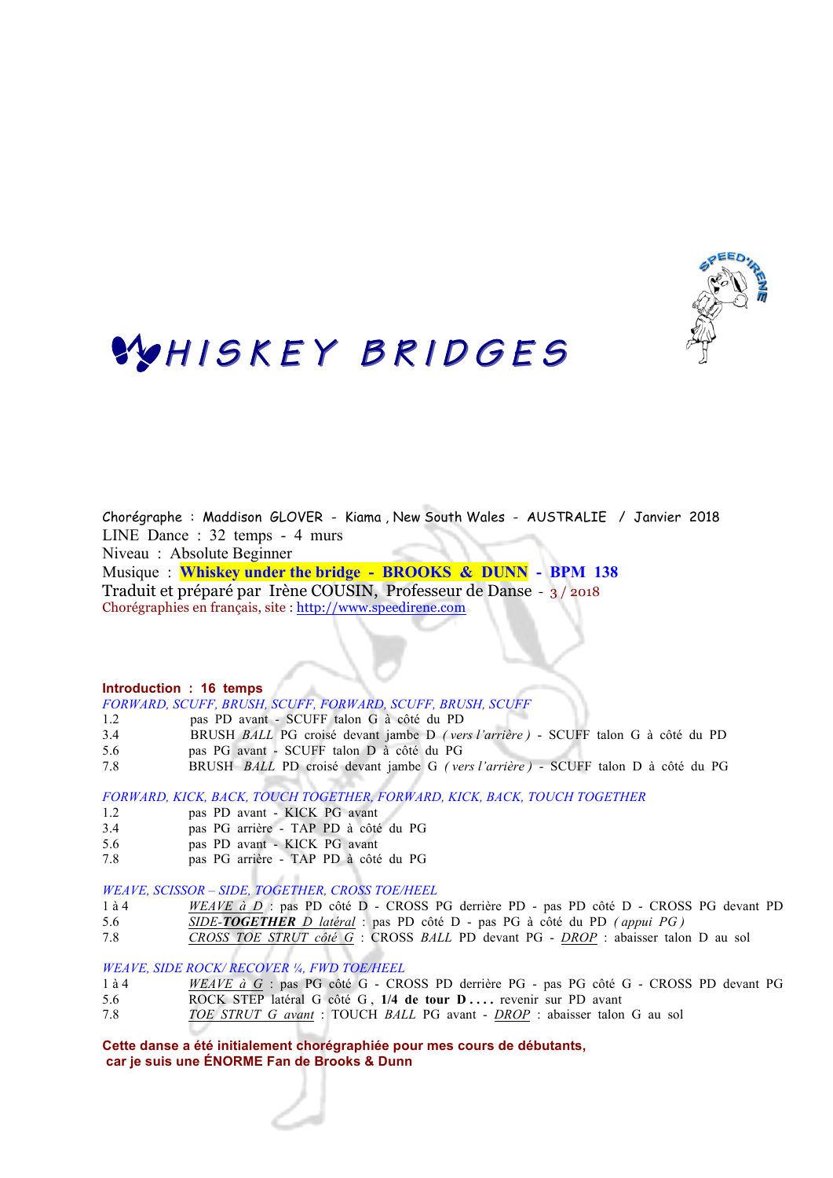# WHISKEY BRIDGES

Chorégraphe : Maddison GLOVER - Kiama , New South Wales - AUSTRALIE / Janvier 2018
LINE Dance : 32 temps - 4 murs
Niveau : Absolute Beginner
Musique : **Whiskey under the bridge - BROOKS & DUNN - BPM 138**
Traduit et préparé par Irène COUSIN, Professeur de Danse - 3 / 2018
Chorégraphies en français, site : http://www.speedirene.com

**Introduction : 16 temps**

*FORWARD, SCUFF, BRUSH, SCUFF, FORWARD, SCUFF, BRUSH, SCUFF*

| | |
|---|---|
| 1.2 | pas PD avant - SCUFF talon G à côté du PD |
| 3.4 | BRUSH *BALL* PG croisé devant jambe D *( vers l'arrière )* - SCUFF talon G à côté du PD |
| 5.6 | pas PG avant - SCUFF talon D à côté du PG |
| 7.8 | BRUSH *BALL* PD croisé devant jambe G *( vers l'arrière )* - SCUFF talon D à côté du PG |

*FORWARD, KICK, BACK, TOUCH TOGETHER, FORWARD, KICK, BACK, TOUCH TOGETHER*

| | |
|---|---|
| 1.2 | pas PD avant - KICK PG avant |
| 3.4 | pas PG arrière - TAP PD à côté du PG |
| 5.6 | pas PD avant - KICK PG avant |
| 7.8 | pas PG arrière - TAP PD à côté du PG |

*WEAVE, SCISSOR – SIDE, TOGETHER, CROSS TOE/HEEL*

| | |
|---|---|
| 1 à 4 | *WEAVE à D* : pas PD côté D - CROSS PG derrière PD - pas PD côté D - CROSS PG devant PD |
| 5.6 | *SIDE-**TOGETHER** D latéral* : pas PD côté D - pas PG à côté du PD *( appui PG )* |
| 7.8 | *CROSS TOE STRUT côté G* : CROSS *BALL* PD devant PG - *DROP* : abaisser talon D au sol |

*WEAVE, SIDE ROCK/ RECOVER ¼, FWD TOE/HEEL*

| | |
|---|---|
| 1 à 4 | *WEAVE à G* : pas PG côté G - CROSS PD derrière PG - pas PG côté G - CROSS PD devant PG |
| 5.6 | ROCK STEP latéral G côté G , **1/4 de tour D . . . .** revenir sur PD avant |
| 7.8 | *TOE STRUT G avant* : TOUCH *BALL* PG avant - *DROP* : abaisser talon G au sol |

**Cette danse a été initialement chorégraphiée pour mes cours de débutants, car je suis une ÉNORME Fan de Brooks & Dunn**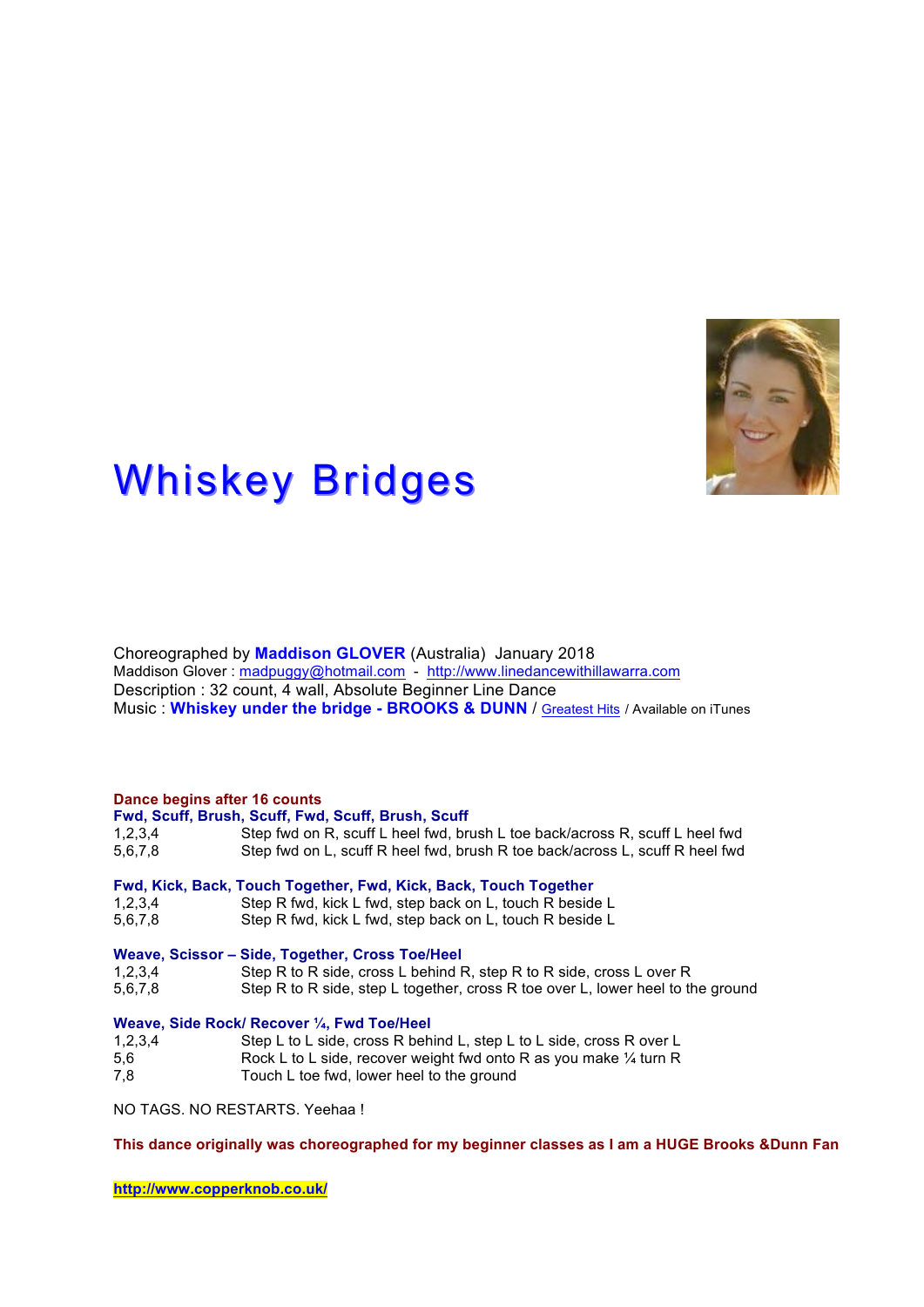# Whiskey Bridges

Choreographed by **Maddison GLOVER** (Australia) January 2018
Maddison Glover : madpuggy@hotmail.com - http://www.linedancewithillawarra.com
Description : 32 count, 4 wall, Absolute Beginner Line Dance
Music : **Whiskey under the bridge - BROOKS & DUNN** / Greatest Hits / Available on iTunes

**Dance begins after 16 counts**

**Fwd, Scuff, Brush, Scuff, Fwd, Scuff, Brush, Scuff**

| | |
|---|---|
| 1,2,3,4 | Step fwd on R, scuff L heel fwd, brush L toe back/across R, scuff L heel fwd |
| 5,6,7,8 | Step fwd on L, scuff R heel fwd, brush R toe back/across L, scuff R heel fwd |

**Fwd, Kick, Back, Touch Together, Fwd, Kick, Back, Touch Together**

| | |
|---|---|
| 1,2,3,4 | Step R fwd, kick L fwd, step back on L, touch R beside L |
| 5,6,7,8 | Step R fwd, kick L fwd, step back on L, touch R beside L |

**Weave, Scissor – Side, Together, Cross Toe/Heel**

| | |
|---|---|
| 1,2,3,4 | Step R to R side, cross L behind R, step R to R side, cross L over R |
| 5,6,7,8 | Step R to R side, step L together, cross R toe over L, lower heel to the ground |

**Weave, Side Rock/ Recover ¼, Fwd Toe/Heel**

| | |
|---|---|
| 1,2,3,4 | Step L to L side, cross R behind L, step L to L side, cross R over L |
| 5,6 | Rock L to L side, recover weight fwd onto R as you make ¼ turn R |
| 7,8 | Touch L toe fwd, lower heel to the ground |

NO TAGS. NO RESTARTS. Yeehaa !

**This dance originally was choreographed for my beginner classes as I am a HUGE Brooks &Dunn Fan**

**http://www.copperknob.co.uk/**